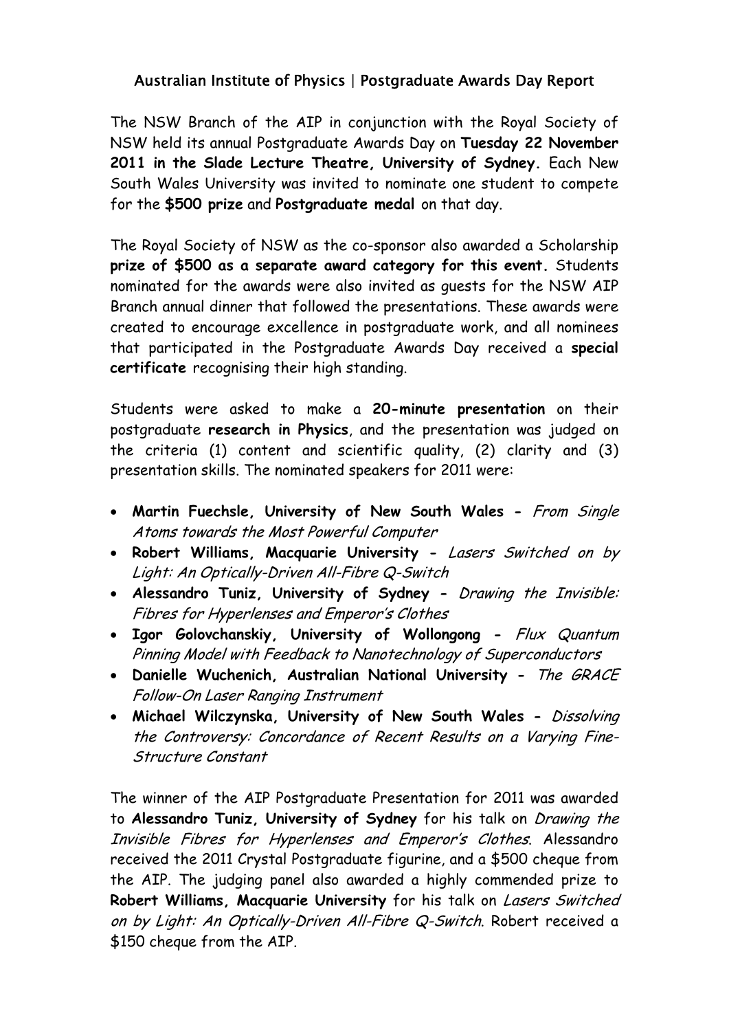# Australian Institute of Physics | Postgraduate Awards Day Report

The NSW Branch of the AIP in conjunction with the Royal Society of NSW held its annual Postgraduate Awards Day on **Tuesday 22 November 2011 in the Slade Lecture Theatre, University of Sydney.** Each New South Wales University was invited to nominate one student to compete for the **$500 prize** and **Postgraduate medal** on that day.

The Royal Society of NSW as the co-sponsor also awarded a Scholarship **prize of $500 as a separate award category for this event.** Students nominated for the awards were also invited as guests for the NSW AIP Branch annual dinner that followed the presentations. These awards were created to encourage excellence in postgraduate work, and all nominees that participated in the Postgraduate Awards Day received a **special certificate** recognising their high standing.

Students were asked to make a **20-minute presentation** on their postgraduate **research in Physics**, and the presentation was judged on the criteria (1) content and scientific quality, (2) clarity and (3) presentation skills. The nominated speakers for 2011 were:

- **Martin Fuechsle, University of New South Wales -** *From Single Atoms towards the Most Powerful Computer*
- **Robert Williams, Macquarie University -** *Lasers Switched on by Light: An Optically-Driven All-Fibre Q-Switch*
- **Alessandro Tuniz, University of Sydney -** *Drawing the Invisible: Fibres for Hyperlenses and Emperor's Clothes*
- **Igor Golovchanskiy, University of Wollongong -** *Flux Quantum Pinning Model with Feedback to Nanotechnology of Superconductors*
- **Danielle Wuchenich, Australian National University -** *The GRACE Follow-On Laser Ranging Instrument*
- **Michael Wilczynska, University of New South Wales -** *Dissolving the Controversy: Concordance of Recent Results on a Varying Fine-Structure Constant*

The winner of the AIP Postgraduate Presentation for 2011 was awarded to **Alessandro Tuniz, University of Sydney** for his talk on *Drawing the Invisible Fibres for Hyperlenses and Emperor's Clothes*. Alessandro received the 2011 Crystal Postgraduate figurine, and a $500 cheque from the AIP. The judging panel also awarded a highly commended prize to **Robert Williams, Macquarie University** for his talk on *Lasers Switched on by Light: An Optically-Driven All-Fibre Q-Switch*. Robert received a $150 cheque from the AIP.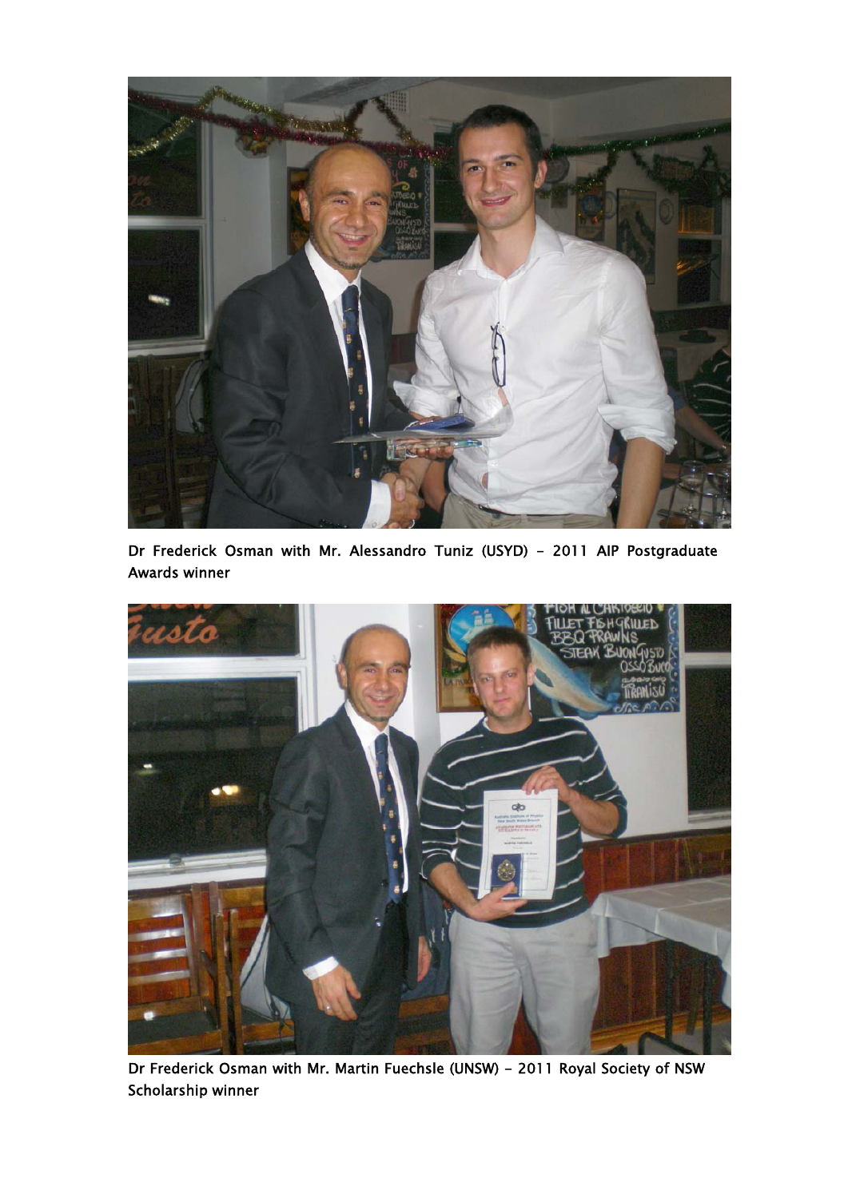Dr Frederick Osman with Mr. Alessandro Tuniz (USYD) - 2011 AIP Postgraduate Awards winner

Dr Frederick Osman with Mr. Martin Fuechsle (UNSW) - 2011 Royal Society of NSW Scholarship winner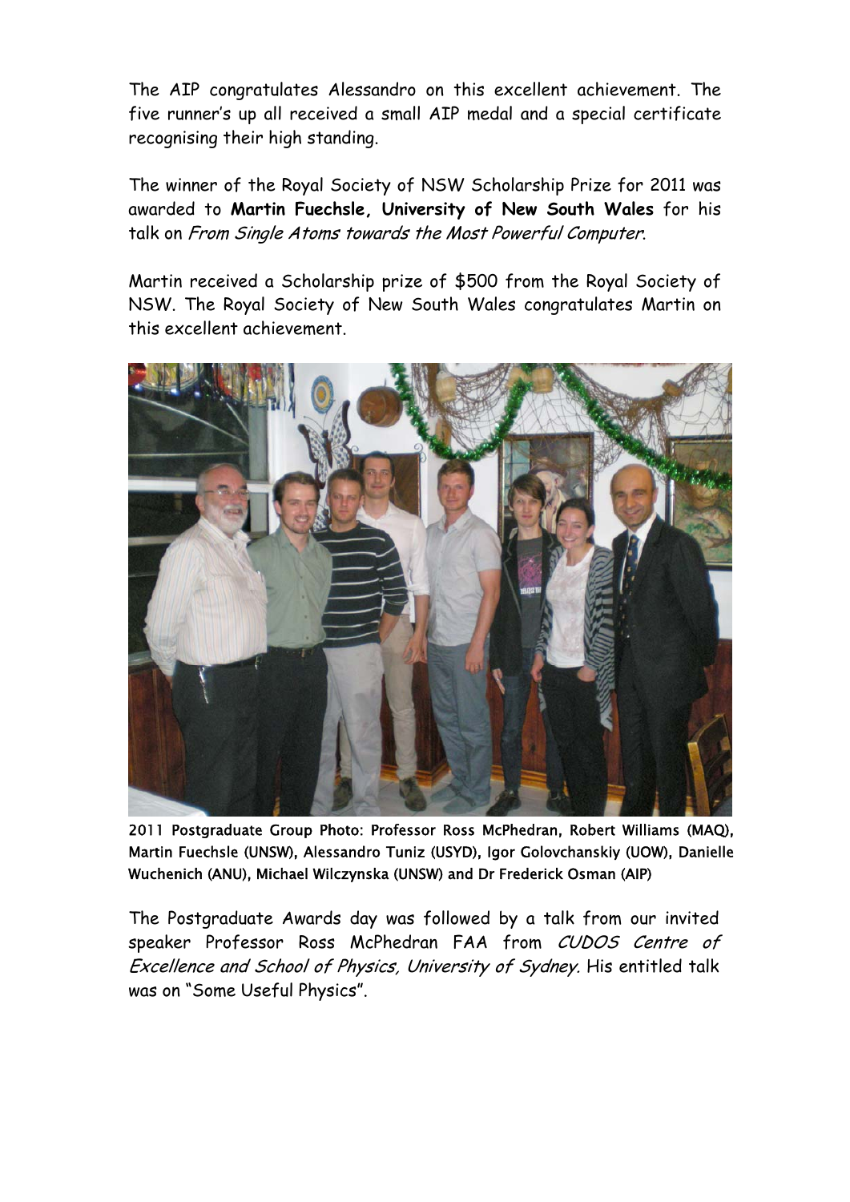The AIP congratulates Alessandro on this excellent achievement. The five runner's up all received a small AIP medal and a special certificate recognising their high standing.

The winner of the Royal Society of NSW Scholarship Prize for 2011 was awarded to **Martin Fuechsle, University of New South Wales** for his talk on *From Single Atoms towards the Most Powerful Computer*.

Martin received a Scholarship prize of $500 from the Royal Society of NSW. The Royal Society of New South Wales congratulates Martin on this excellent achievement.

**2011 Postgraduate Group Photo: Professor Ross McPhedran, Robert Williams (MAQ), Martin Fuechsle (UNSW), Alessandro Tuniz (USYD), Igor Golovchanskiy (UOW), Danielle Wuchenich (ANU), Michael Wilczynska (UNSW) and Dr Frederick Osman (AIP)**

The Postgraduate Awards day was followed by a talk from our invited speaker Professor Ross McPhedran FAA from *CUDOS Centre of Excellence and School of Physics, University of Sydney*. His entitled talk was on "Some Useful Physics".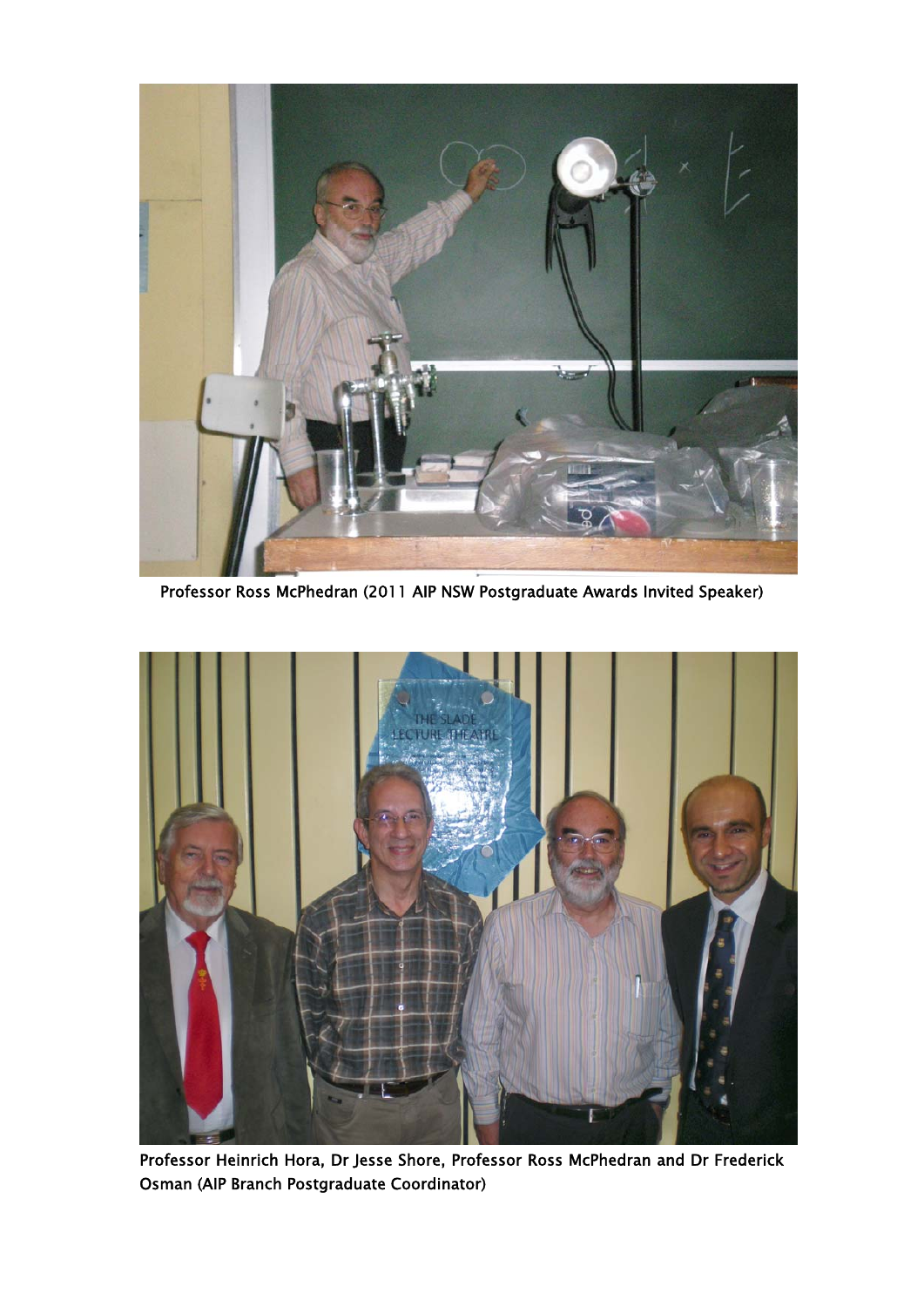Professor Ross McPhedran (2011 AIP NSW Postgraduate Awards Invited Speaker)

Professor Heinrich Hora, Dr Jesse Shore, Professor Ross McPhedran and Dr Frederick Osman (AIP Branch Postgraduate Coordinator)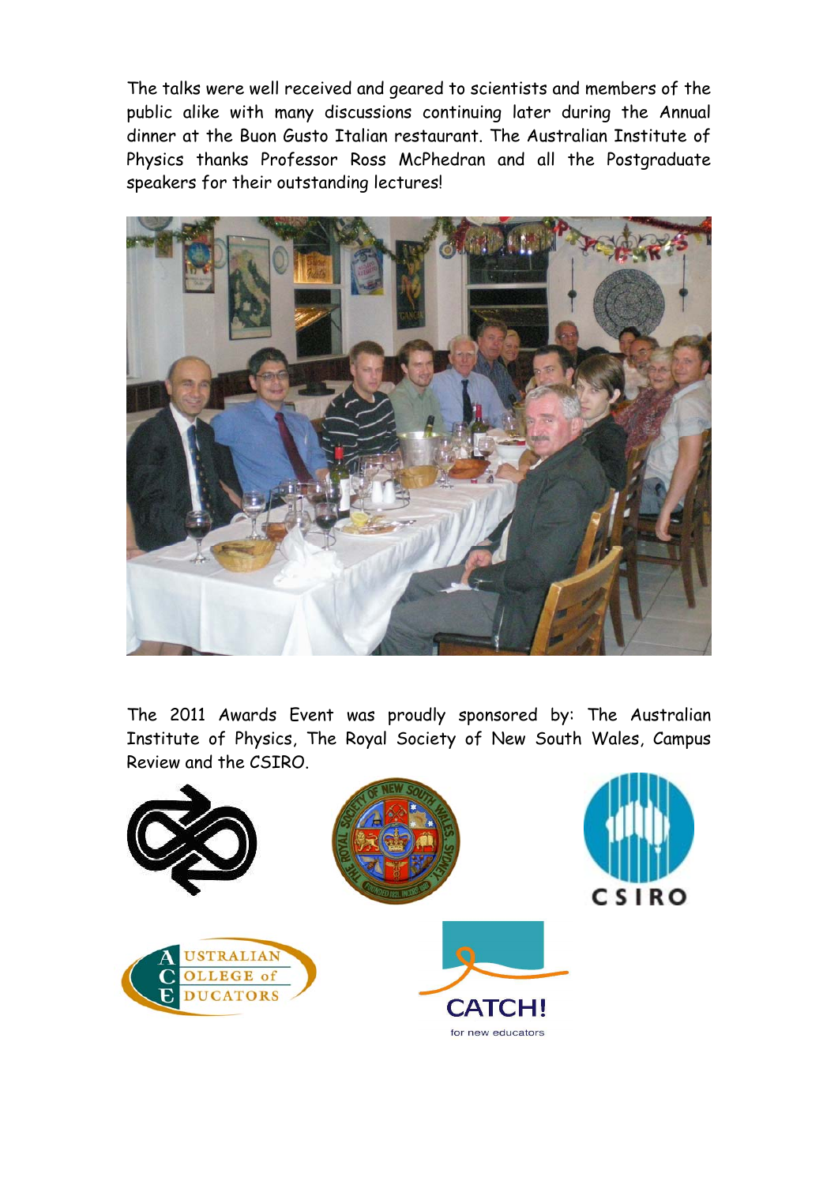The talks were well received and geared to scientists and members of the public alike with many discussions continuing later during the Annual dinner at the Buon Gusto Italian restaurant. The Australian Institute of Physics thanks Professor Ross McPhedran and all the Postgraduate speakers for their outstanding lectures!

The 2011 Awards Event was proudly sponsored by: The Australian Institute of Physics, The Royal Society of New South Wales, Campus Review and the CSIRO.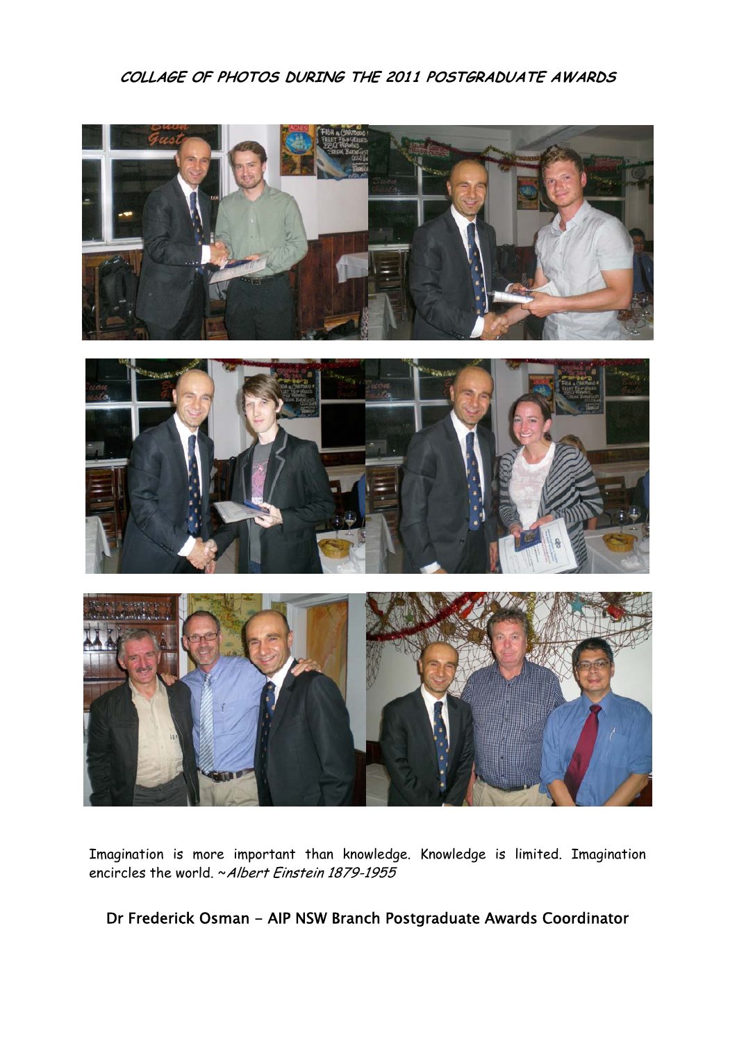**COLLAGE OF PHOTOS DURING THE 2011 POSTGRADUATE AWARDS**

Imagination is more important than knowledge. Knowledge is limited. Imagination encircles the world. ~*Albert Einstein 1879-1955*

**Dr Frederick Osman - AIP NSW Branch Postgraduate Awards Coordinator**